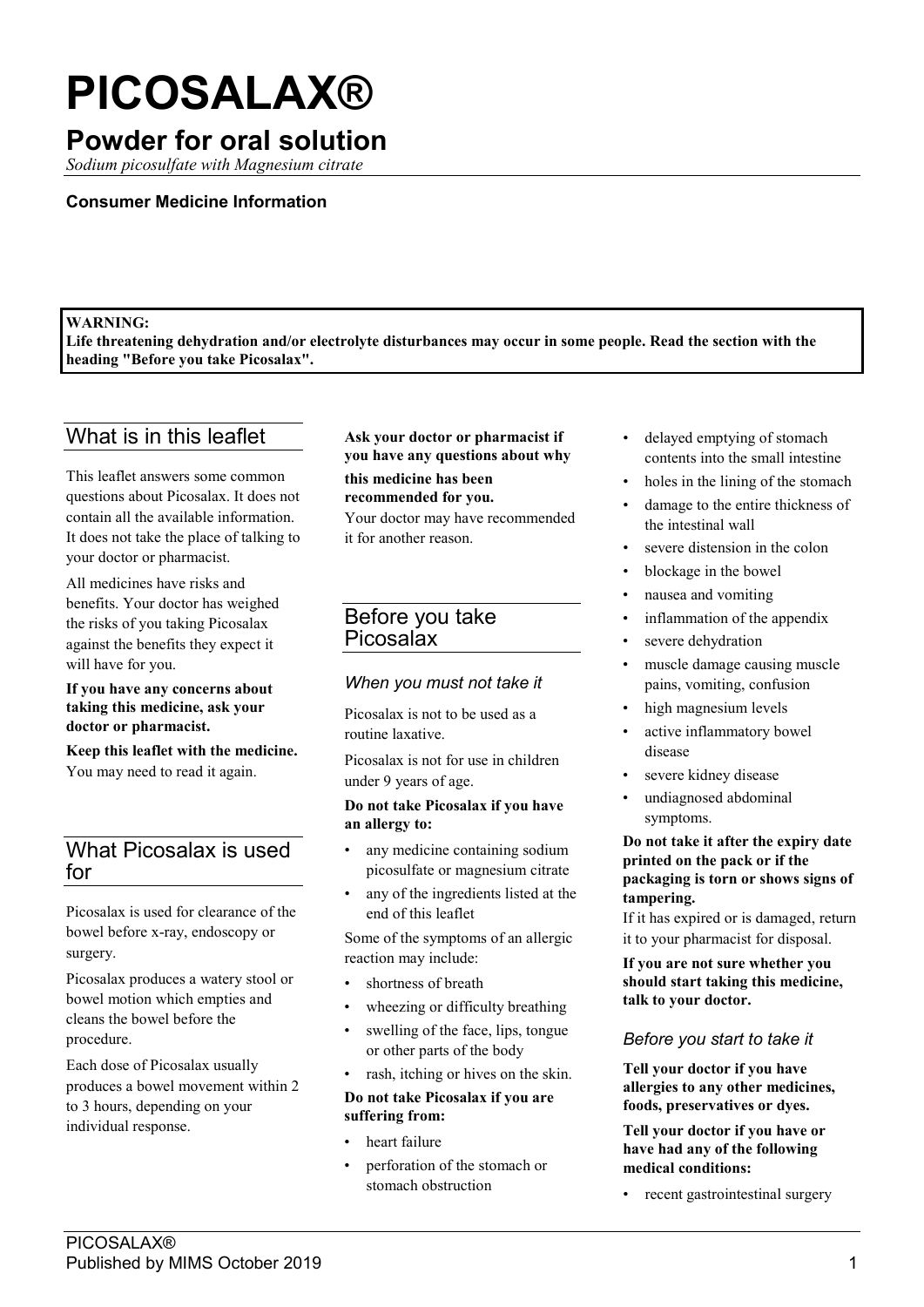# PICOSALAX®

## Powder for oral solution

*Sodium picosulfate with Magnesium citrate*

**Consumer Medicine Information**

**WARNING:**
**Life threatening dehydration and/or electrolyte disturbances may occur in some people. Read the section with the heading "Before you take Picosalax".**

## What is in this leaflet

This leaflet answers some common questions about Picosalax. It does not contain all the available information. It does not take the place of talking to your doctor or pharmacist.

All medicines have risks and benefits. Your doctor has weighed the risks of you taking Picosalax against the benefits they expect it will have for you.

**If you have any concerns about taking this medicine, ask your doctor or pharmacist.**

**Keep this leaflet with the medicine.** You may need to read it again.

## What Picosalax is used for

Picosalax is used for clearance of the bowel before x-ray, endoscopy or surgery.

Picosalax produces a watery stool or bowel motion which empties and cleans the bowel before the procedure.

Each dose of Picosalax usually produces a bowel movement within 2 to 3 hours, depending on your individual response.

**Ask your doctor or pharmacist if you have any questions about why this medicine has been recommended for you.**

Your doctor may have recommended it for another reason.

## Before you take Picosalax

### *When you must not take it*

Picosalax is not to be used as a routine laxative.

Picosalax is not for use in children under 9 years of age.

**Do not take Picosalax if you have an allergy to:**

- any medicine containing sodium picosulfate or magnesium citrate
- any of the ingredients listed at the end of this leaflet

Some of the symptoms of an allergic reaction may include:

- shortness of breath
- wheezing or difficulty breathing
- swelling of the face, lips, tongue or other parts of the body
- rash, itching or hives on the skin.

**Do not take Picosalax if you are suffering from:**

- heart failure
- perforation of the stomach or stomach obstruction
- delayed emptying of stomach contents into the small intestine
- holes in the lining of the stomach
- damage to the entire thickness of the intestinal wall
- severe distension in the colon
- blockage in the bowel
- nausea and vomiting
- inflammation of the appendix
- severe dehydration
- muscle damage causing muscle pains, vomiting, confusion
- high magnesium levels
- active inflammatory bowel disease
- severe kidney disease
- undiagnosed abdominal symptoms.

**Do not take it after the expiry date printed on the pack or if the packaging is torn or shows signs of tampering.**

If it has expired or is damaged, return it to your pharmacist for disposal.

**If you are not sure whether you should start taking this medicine, talk to your doctor.**

### *Before you start to take it*

**Tell your doctor if you have allergies to any other medicines, foods, preservatives or dyes.**

**Tell your doctor if you have or have had any of the following medical conditions:**

- recent gastrointestinal surgery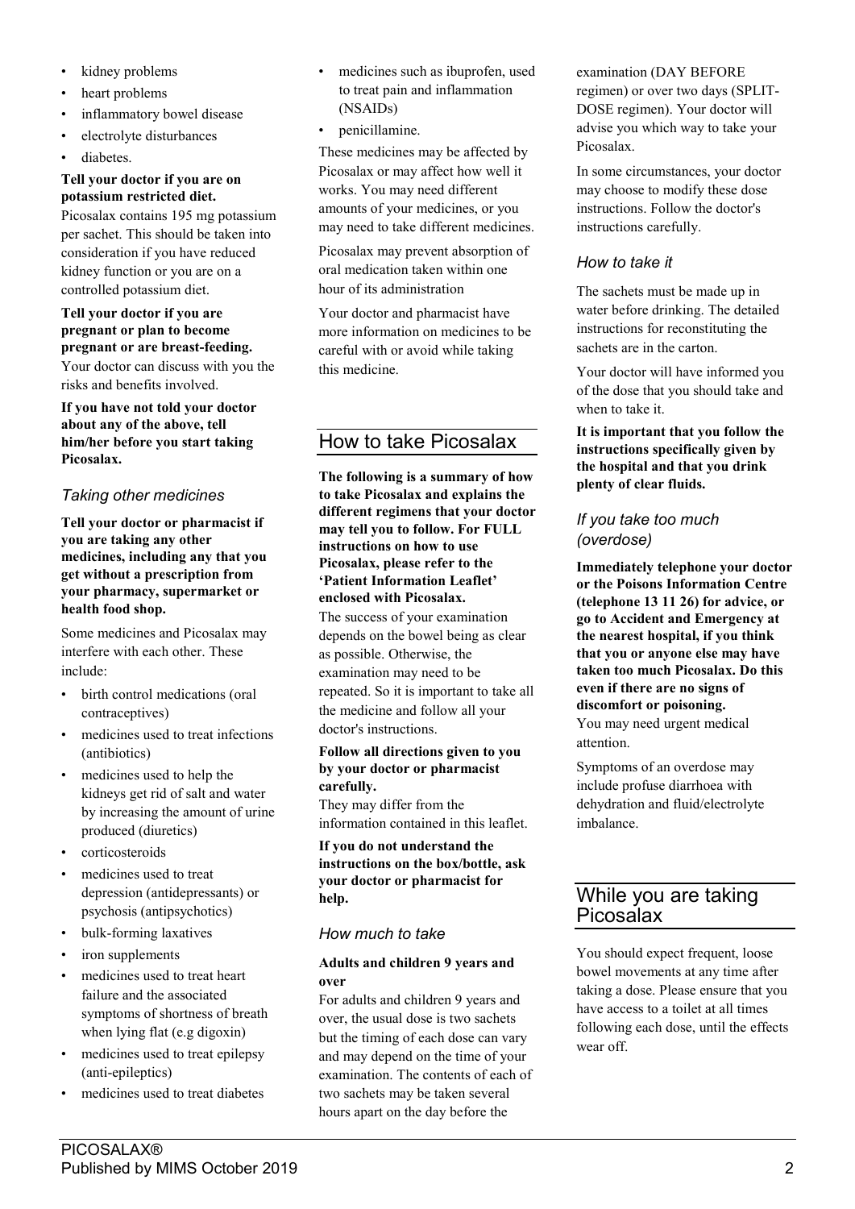- kidney problems
- heart problems
- inflammatory bowel disease
- electrolyte disturbances
- diabetes.

**Tell your doctor if you are on potassium restricted diet.**

Picosalax contains 195 mg potassium per sachet. This should be taken into consideration if you have reduced kidney function or you are on a controlled potassium diet.

**Tell your doctor if you are pregnant or plan to become pregnant or are breast-feeding.**

Your doctor can discuss with you the risks and benefits involved.

**If you have not told your doctor about any of the above, tell him/her before you start taking Picosalax.**

### *Taking other medicines*

**Tell your doctor or pharmacist if you are taking any other medicines, including any that you get without a prescription from your pharmacy, supermarket or health food shop.**

Some medicines and Picosalax may interfere with each other. These include:

- birth control medications (oral contraceptives)
- medicines used to treat infections (antibiotics)
- medicines used to help the kidneys get rid of salt and water by increasing the amount of urine produced (diuretics)
- corticosteroids
- medicines used to treat depression (antidepressants) or psychosis (antipsychotics)
- bulk-forming laxatives
- iron supplements
- medicines used to treat heart failure and the associated symptoms of shortness of breath when lying flat (e.g digoxin)
- medicines used to treat epilepsy (anti-epileptics)
- medicines used to treat diabetes
- medicines such as ibuprofen, used to treat pain and inflammation (NSAIDs)
- penicillamine.

These medicines may be affected by Picosalax or may affect how well it works. You may need different amounts of your medicines, or you may need to take different medicines.

Picosalax may prevent absorption of oral medication taken within one hour of its administration

Your doctor and pharmacist have more information on medicines to be careful with or avoid while taking this medicine.

## How to take Picosalax

**The following is a summary of how to take Picosalax and explains the different regimens that your doctor may tell you to follow. For FULL instructions on how to use Picosalax, please refer to the 'Patient Information Leaflet' enclosed with Picosalax.**

The success of your examination depends on the bowel being as clear as possible. Otherwise, the examination may need to be repeated. So it is important to take all the medicine and follow all your doctor's instructions.

**Follow all directions given to you by your doctor or pharmacist carefully.**

They may differ from the information contained in this leaflet.

**If you do not understand the instructions on the box/bottle, ask your doctor or pharmacist for help.**

### *How much to take*

**Adults and children 9 years and over**

For adults and children 9 years and over, the usual dose is two sachets but the timing of each dose can vary and may depend on the time of your examination. The contents of each of two sachets may be taken several hours apart on the day before the examination (DAY BEFORE regimen) or over two days (SPLIT-DOSE regimen). Your doctor will advise you which way to take your Picosalax.

In some circumstances, your doctor may choose to modify these dose instructions. Follow the doctor's instructions carefully.

### *How to take it*

The sachets must be made up in water before drinking. The detailed instructions for reconstituting the sachets are in the carton.

Your doctor will have informed you of the dose that you should take and when to take it.

**It is important that you follow the instructions specifically given by the hospital and that you drink plenty of clear fluids.**

### *If you take too much (overdose)*

**Immediately telephone your doctor or the Poisons Information Centre (telephone 13 11 26) for advice, or go to Accident and Emergency at the nearest hospital, if you think that you or anyone else may have taken too much Picosalax. Do this even if there are no signs of discomfort or poisoning.**

You may need urgent medical attention.

Symptoms of an overdose may include profuse diarrhoea with dehydration and fluid/electrolyte imbalance.

## While you are taking Picosalax

You should expect frequent, loose bowel movements at any time after taking a dose. Please ensure that you have access to a toilet at all times following each dose, until the effects wear off.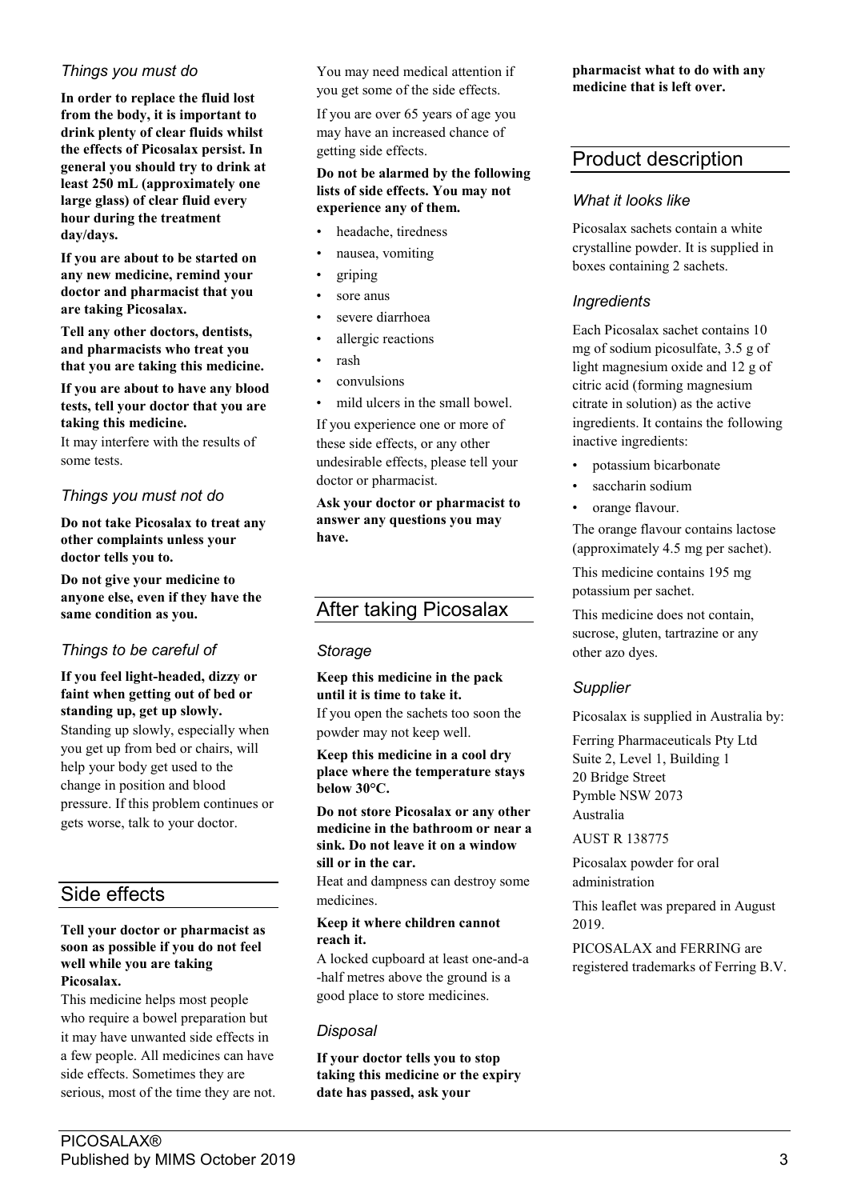### Things you must do

**In order to replace the fluid lost from the body, it is important to drink plenty of clear fluids whilst the effects of Picosalax persist. In general you should try to drink at least 250 mL (approximately one large glass) of clear fluid every hour during the treatment day/days.**

**If you are about to be started on any new medicine, remind your doctor and pharmacist that you are taking Picosalax.**

**Tell any other doctors, dentists, and pharmacists who treat you that you are taking this medicine.**

**If you are about to have any blood tests, tell your doctor that you are taking this medicine.**
It may interfere with the results of some tests.

### Things you must not do

**Do not take Picosalax to treat any other complaints unless your doctor tells you to.**

**Do not give your medicine to anyone else, even if they have the same condition as you.**

### Things to be careful of

**If you feel light-headed, dizzy or faint when getting out of bed or standing up, get up slowly.**
Standing up slowly, especially when you get up from bed or chairs, will help your body get used to the change in position and blood pressure. If this problem continues or gets worse, talk to your doctor.

## Side effects

**Tell your doctor or pharmacist as soon as possible if you do not feel well while you are taking Picosalax.**
This medicine helps most people who require a bowel preparation but it may have unwanted side effects in a few people. All medicines can have side effects. Sometimes they are serious, most of the time they are not. You may need medical attention if you get some of the side effects.

If you are over 65 years of age you may have an increased chance of getting side effects.

**Do not be alarmed by the following lists of side effects. You may not experience any of them.**

- headache, tiredness
- nausea, vomiting
- griping
- sore anus
- severe diarrhoea
- allergic reactions
- rash
- convulsions
- mild ulcers in the small bowel.

If you experience one or more of these side effects, or any other undesirable effects, please tell your doctor or pharmacist.

**Ask your doctor or pharmacist to answer any questions you may have.**

## After taking Picosalax

### Storage

**Keep this medicine in the pack until it is time to take it.**
If you open the sachets too soon the powder may not keep well.

**Keep this medicine in a cool dry place where the temperature stays below 30°C.**

**Do not store Picosalax or any other medicine in the bathroom or near a sink. Do not leave it on a window sill or in the car.**
Heat and dampness can destroy some medicines.

**Keep it where children cannot reach it.**
A locked cupboard at least one-and-a-half metres above the ground is a good place to store medicines.

### Disposal

**If your doctor tells you to stop taking this medicine or the expiry date has passed, ask your pharmacist what to do with any medicine that is left over.**

## Product description

### What it looks like

Picosalax sachets contain a white crystalline powder. It is supplied in boxes containing 2 sachets.

### Ingredients

Each Picosalax sachet contains 10 mg of sodium picosulfate, 3.5 g of light magnesium oxide and 12 g of citric acid (forming magnesium citrate in solution) as the active ingredients. It contains the following inactive ingredients:

- potassium bicarbonate
- saccharin sodium
- orange flavour.

The orange flavour contains lactose (approximately 4.5 mg per sachet).

This medicine contains 195 mg potassium per sachet.

This medicine does not contain, sucrose, gluten, tartrazine or any other azo dyes.

### Supplier

Picosalax is supplied in Australia by:

Ferring Pharmaceuticals Pty Ltd
Suite 2, Level 1, Building 1
20 Bridge Street
Pymble NSW 2073
Australia

AUST R 138775

Picosalax powder for oral administration

This leaflet was prepared in August 2019.

PICOSALAX and FERRING are registered trademarks of Ferring B.V.